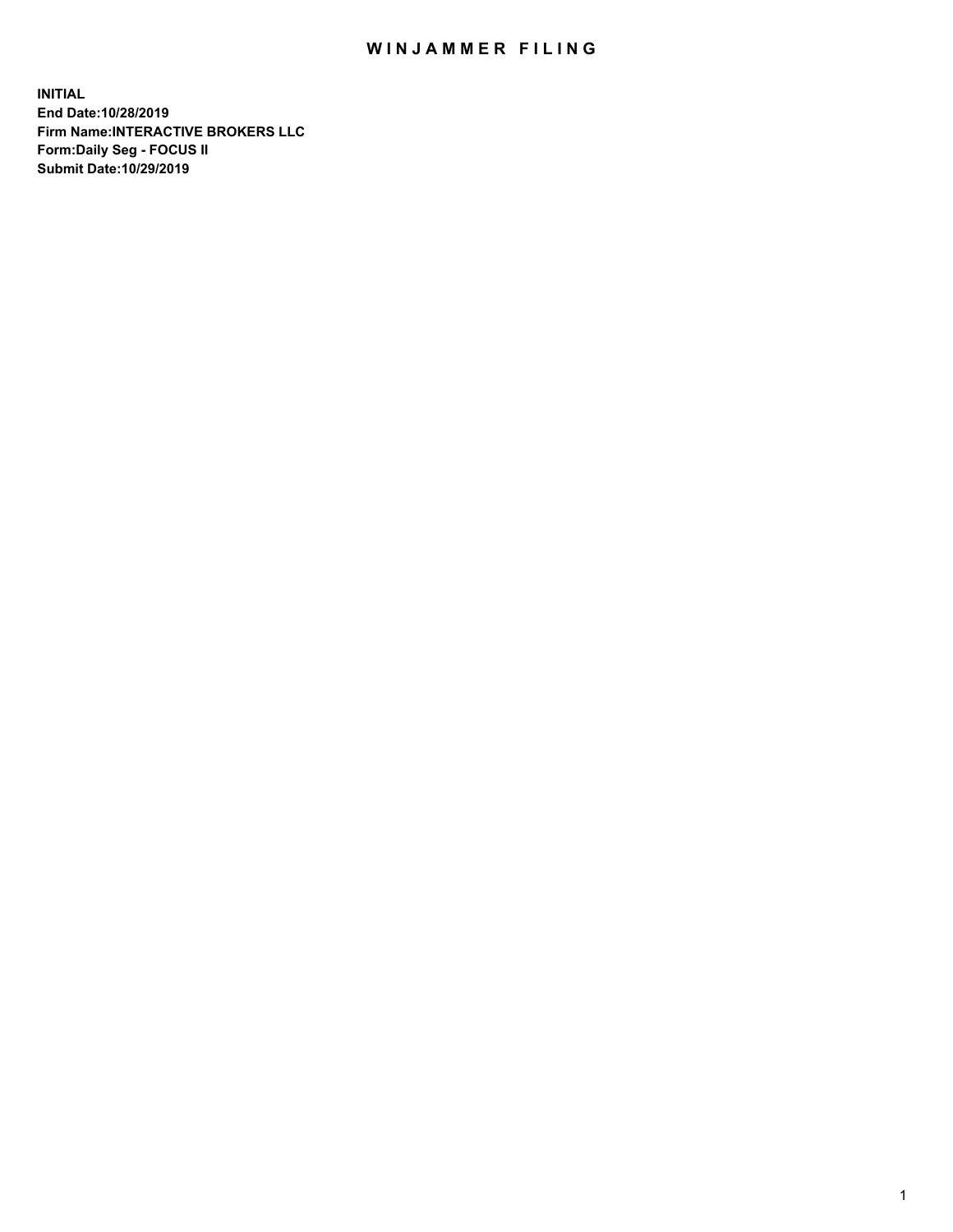# WINJAMMER FILING

**INITIAL**
**End Date:10/28/2019**
**Firm Name:INTERACTIVE BROKERS LLC**
**Form:Daily Seg - FOCUS II**
**Submit Date:10/29/2019**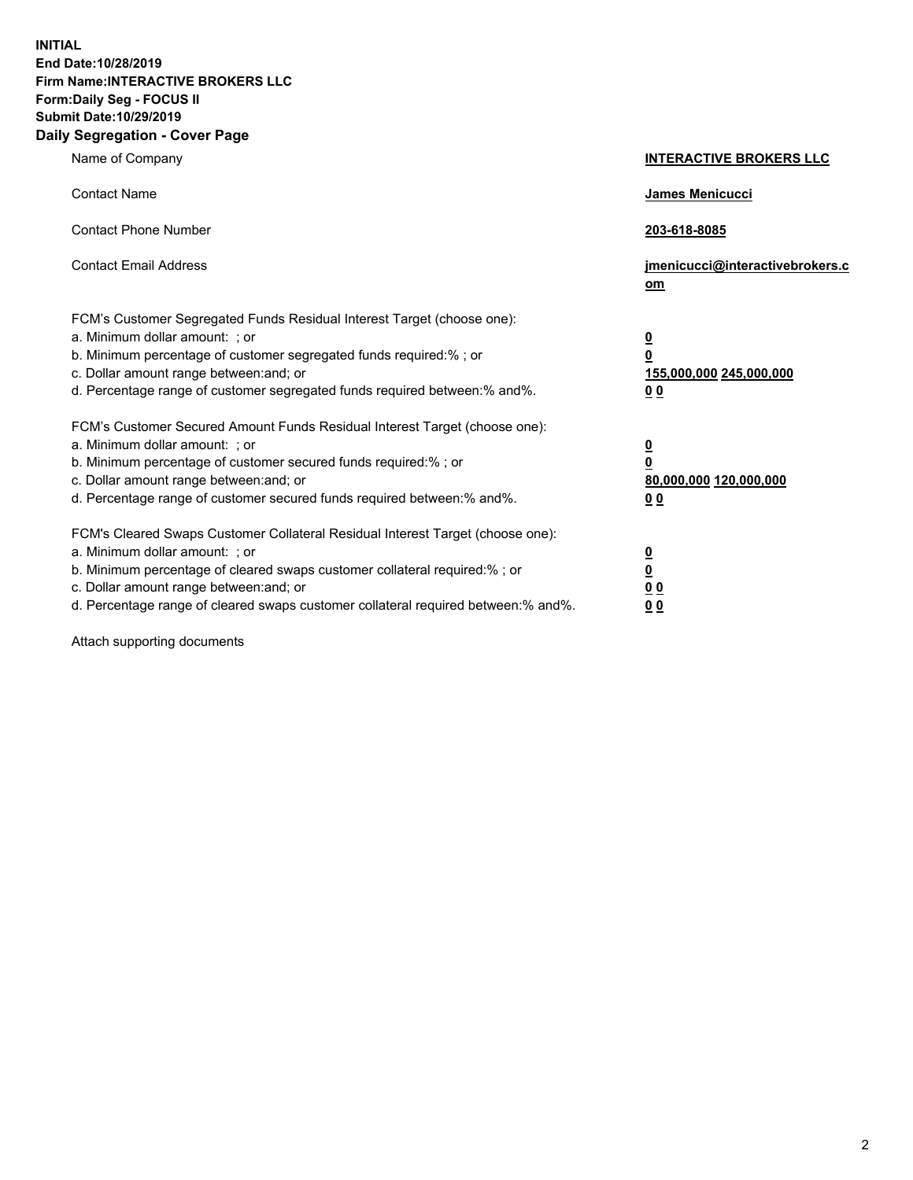**INITIAL**
**End Date:10/28/2019**
**Firm Name:INTERACTIVE BROKERS LLC**
**Form:Daily Seg - FOCUS II**
**Submit Date:10/29/2019**
**Daily Segregation - Cover Page**

| | |
|---|---|
| Name of Company | **INTERACTIVE BROKERS LLC** |
| Contact Name | **James Menicucci** |
| Contact Phone Number | **203-618-8085** |
| Contact Email Address | **jmenicucci@interactivebrokers.com** |

FCM's Customer Segregated Funds Residual Interest Target (choose one):

| | |
|---|---|
| a. Minimum dollar amount: ; or | **0** |
| b. Minimum percentage of customer segregated funds required:% ; or | **0** |
| c. Dollar amount range between:and; or | **155,000,000 245,000,000** |
| d. Percentage range of customer segregated funds required between:% and%. | **0 0** |

FCM's Customer Secured Amount Funds Residual Interest Target (choose one):

| | |
|---|---|
| a. Minimum dollar amount: ; or | **0** |
| b. Minimum percentage of customer secured funds required:% ; or | **0** |
| c. Dollar amount range between:and; or | **80,000,000 120,000,000** |
| d. Percentage range of customer secured funds required between:% and%. | **0 0** |

FCM's Cleared Swaps Customer Collateral Residual Interest Target (choose one):

| | |
|---|---|
| a. Minimum dollar amount: ; or | **0** |
| b. Minimum percentage of cleared swaps customer collateral required:% ; or | **0** |
| c. Dollar amount range between:and; or | **0 0** |
| d. Percentage range of cleared swaps customer collateral required between:% and%. | **0 0** |

Attach supporting documents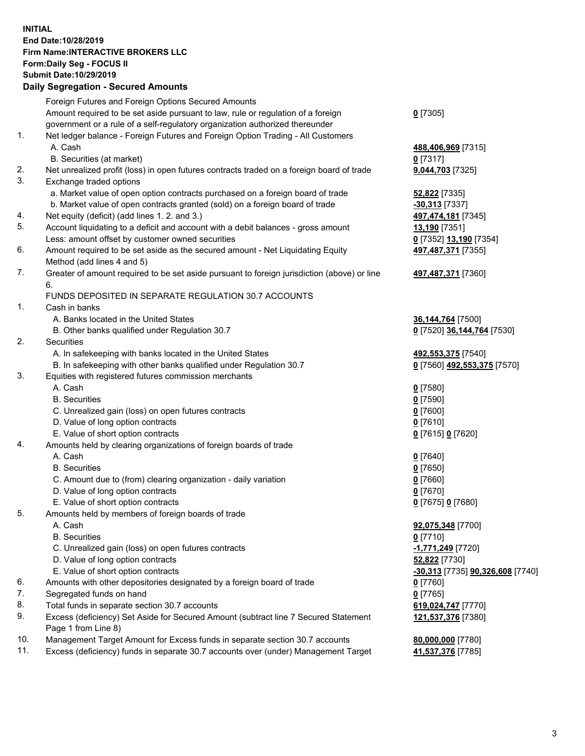**INITIAL**
**End Date:10/28/2019**
**Firm Name:INTERACTIVE BROKERS LLC**
**Form:Daily Seg - FOCUS II**
**Submit Date:10/29/2019**
**Daily Segregation - Secured Amounts**

| | | |
|---|---|---|
| | Foreign Futures and Foreign Options Secured Amounts | |
| | Amount required to be set aside pursuant to law, rule or regulation of a foreign government or a rule of a self-regulatory organization authorized thereunder | **0** [7305] |
| 1. | Net ledger balance - Foreign Futures and Foreign Option Trading - All Customers | |
| | A. Cash | **488,406,969** [7315] |
| | B. Securities (at market) | **0** [7317] |
| 2. | Net unrealized profit (loss) in open futures contracts traded on a foreign board of trade | **9,044,703** [7325] |
| 3. | Exchange traded options | |
| | a. Market value of open option contracts purchased on a foreign board of trade | **52,822** [7335] |
| | b. Market value of open contracts granted (sold) on a foreign board of trade | **-30,313** [7337] |
| 4. | Net equity (deficit) (add lines 1. 2. and 3.) | **497,474,181** [7345] |
| 5. | Account liquidating to a deficit and account with a debit balances - gross amount | **13,190** [7351] |
| | Less: amount offset by customer owned securities | **0** [7352] **13,190** [7354] |
| 6. | Amount required to be set aside as the secured amount - Net Liquidating Equity Method (add lines 4 and 5) | **497,487,371** [7355] |
| 7. | Greater of amount required to be set aside pursuant to foreign jurisdiction (above) or line 6. | **497,487,371** [7360] |
| | FUNDS DEPOSITED IN SEPARATE REGULATION 30.7 ACCOUNTS | |
| 1. | Cash in banks | |
| | A. Banks located in the United States | **36,144,764** [7500] |
| | B. Other banks qualified under Regulation 30.7 | **0** [7520] **36,144,764** [7530] |
| 2. | Securities | |
| | A. In safekeeping with banks located in the United States | **492,553,375** [7540] |
| | B. In safekeeping with other banks qualified under Regulation 30.7 | **0** [7560] **492,553,375** [7570] |
| 3. | Equities with registered futures commission merchants | |
| | A. Cash | **0** [7580] |
| | B. Securities | **0** [7590] |
| | C. Unrealized gain (loss) on open futures contracts | **0** [7600] |
| | D. Value of long option contracts | **0** [7610] |
| | E. Value of short option contracts | **0** [7615] **0** [7620] |
| 4. | Amounts held by clearing organizations of foreign boards of trade | |
| | A. Cash | **0** [7640] |
| | B. Securities | **0** [7650] |
| | C. Amount due to (from) clearing organization - daily variation | **0** [7660] |
| | D. Value of long option contracts | **0** [7670] |
| | E. Value of short option contracts | **0** [7675] **0** [7680] |
| 5. | Amounts held by members of foreign boards of trade | |
| | A. Cash | **92,075,348** [7700] |
| | B. Securities | **0** [7710] |
| | C. Unrealized gain (loss) on open futures contracts | **-1,771,249** [7720] |
| | D. Value of long option contracts | **52,822** [7730] |
| | E. Value of short option contracts | **-30,313** [7735] **90,326,608** [7740] |
| 6. | Amounts with other depositories designated by a foreign board of trade | **0** [7760] |
| 7. | Segregated funds on hand | **0** [7765] |
| 8. | Total funds in separate section 30.7 accounts | **619,024,747** [7770] |
| 9. | Excess (deficiency) Set Aside for Secured Amount (subtract line 7 Secured Statement Page 1 from Line 8) | **121,537,376** [7380] |
| 10. | Management Target Amount for Excess funds in separate section 30.7 accounts | **80,000,000** [7780] |
| 11. | Excess (deficiency) funds in separate 30.7 accounts over (under) Management Target | **41,537,376** [7785] |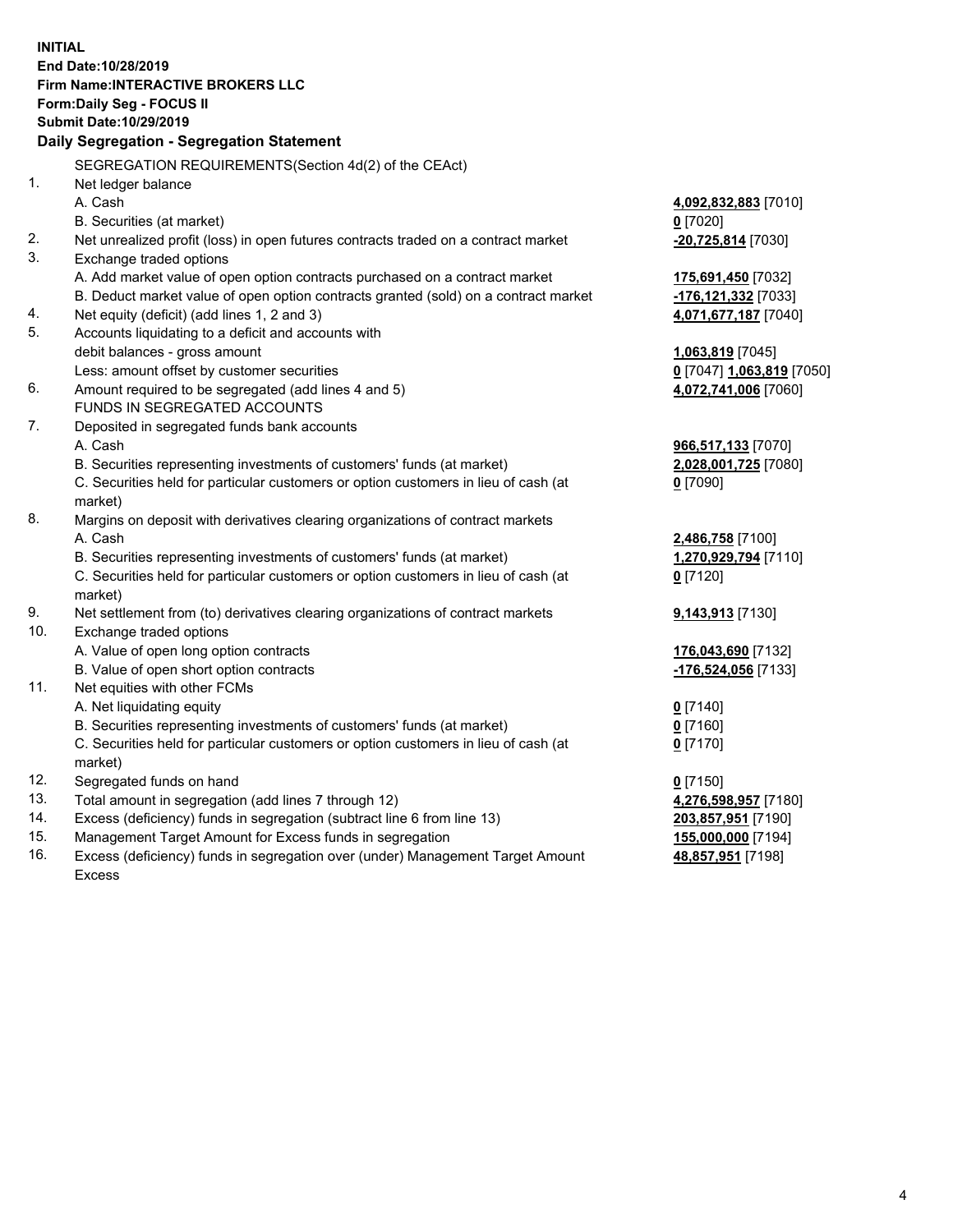**INITIAL**
**End Date:10/28/2019**
**Firm Name:INTERACTIVE BROKERS LLC**
**Form:Daily Seg - FOCUS II**
**Submit Date:10/29/2019**

### Daily Segregation - Segregation Statement

| | | |
|---|---|---|
| | SEGREGATION REQUIREMENTS(Section 4d(2) of the CEAct) | |
| 1. | Net ledger balance | |
| | A. Cash | **4,092,832,883** [7010] |
| | B. Securities (at market) | **0** [7020] |
| 2. | Net unrealized profit (loss) in open futures contracts traded on a contract market | **-20,725,814** [7030] |
| 3. | Exchange traded options | |
| | A. Add market value of open option contracts purchased on a contract market | **175,691,450** [7032] |
| | B. Deduct market value of open option contracts granted (sold) on a contract market | **-176,121,332** [7033] |
| 4. | Net equity (deficit) (add lines 1, 2 and 3) | **4,071,677,187** [7040] |
| 5. | Accounts liquidating to a deficit and accounts with debit balances - gross amount | **1,063,819** [7045] |
| | Less: amount offset by customer securities | **0** [7047] **1,063,819** [7050] |
| 6. | Amount required to be segregated (add lines 4 and 5) | **4,072,741,006** [7060] |
| | FUNDS IN SEGREGATED ACCOUNTS | |
| 7. | Deposited in segregated funds bank accounts | |
| | A. Cash | **966,517,133** [7070] |
| | B. Securities representing investments of customers' funds (at market) | **2,028,001,725** [7080] |
| | C. Securities held for particular customers or option customers in lieu of cash (at market) | **0** [7090] |
| 8. | Margins on deposit with derivatives clearing organizations of contract markets | |
| | A. Cash | **2,486,758** [7100] |
| | B. Securities representing investments of customers' funds (at market) | **1,270,929,794** [7110] |
| | C. Securities held for particular customers or option customers in lieu of cash (at market) | **0** [7120] |
| 9. | Net settlement from (to) derivatives clearing organizations of contract markets | **9,143,913** [7130] |
| 10. | Exchange traded options | |
| | A. Value of open long option contracts | **176,043,690** [7132] |
| | B. Value of open short option contracts | **-176,524,056** [7133] |
| 11. | Net equities with other FCMs | |
| | A. Net liquidating equity | **0** [7140] |
| | B. Securities representing investments of customers' funds (at market) | **0** [7160] |
| | C. Securities held for particular customers or option customers in lieu of cash (at market) | **0** [7170] |
| 12. | Segregated funds on hand | **0** [7150] |
| 13. | Total amount in segregation (add lines 7 through 12) | **4,276,598,957** [7180] |
| 14. | Excess (deficiency) funds in segregation (subtract line 6 from line 13) | **203,857,951** [7190] |
| 15. | Management Target Amount for Excess funds in segregation | **155,000,000** [7194] |
| 16. | Excess (deficiency) funds in segregation over (under) Management Target Amount Excess | **48,857,951** [7198] |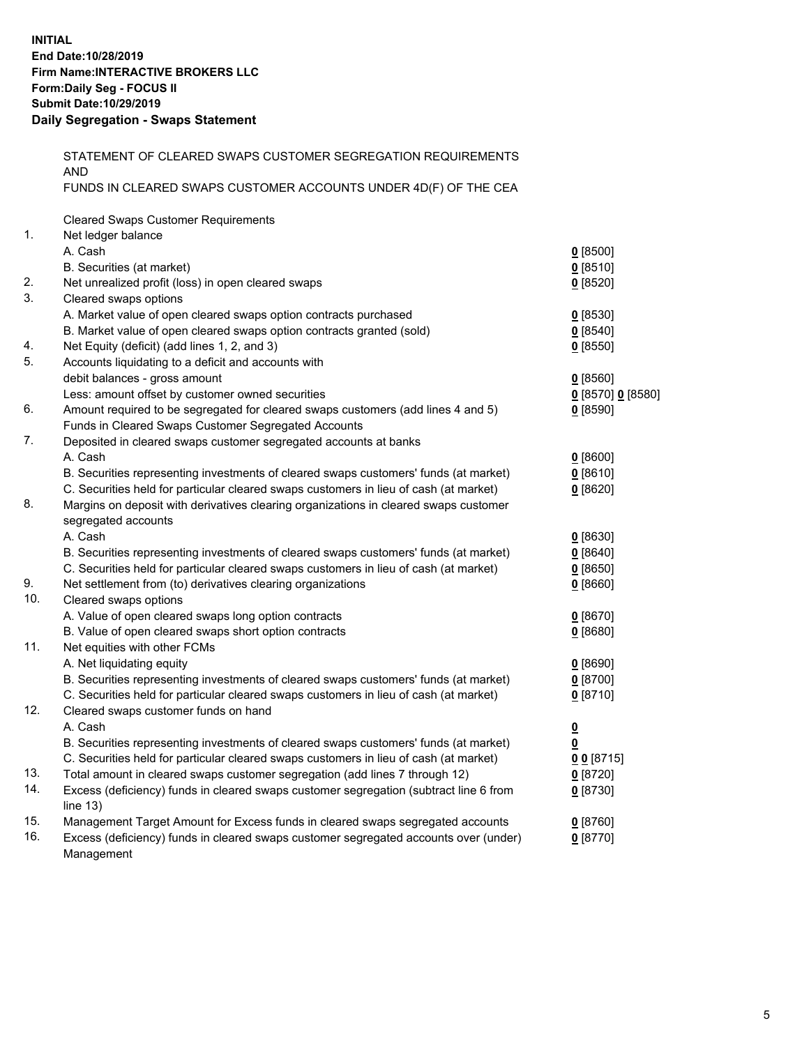**INITIAL**
**End Date:10/28/2019**
**Firm Name:INTERACTIVE BROKERS LLC**
**Form:Daily Seg - FOCUS II**
**Submit Date:10/29/2019**
**Daily Segregation - Swaps Statement**

STATEMENT OF CLEARED SWAPS CUSTOMER SEGREGATION REQUIREMENTS AND FUNDS IN CLEARED SWAPS CUSTOMER ACCOUNTS UNDER 4D(F) OF THE CEA

| | | |
|---|---|---|
| | Cleared Swaps Customer Requirements | |
| 1. | Net ledger balance | |
| | A. Cash | 0 [8500] |
| | B. Securities (at market) | 0 [8510] |
| 2. | Net unrealized profit (loss) in open cleared swaps | 0 [8520] |
| 3. | Cleared swaps options | |
| | A. Market value of open cleared swaps option contracts purchased | 0 [8530] |
| | B. Market value of open cleared swaps option contracts granted (sold) | 0 [8540] |
| 4. | Net Equity (deficit) (add lines 1, 2, and 3) | 0 [8550] |
| 5. | Accounts liquidating to a deficit and accounts with debit balances - gross amount | 0 [8560] |
| | Less: amount offset by customer owned securities | 0 [8570] 0 [8580] |
| 6. | Amount required to be segregated for cleared swaps customers (add lines 4 and 5) | 0 [8590] |
| | Funds in Cleared Swaps Customer Segregated Accounts | |
| 7. | Deposited in cleared swaps customer segregated accounts at banks | |
| | A. Cash | 0 [8600] |
| | B. Securities representing investments of cleared swaps customers' funds (at market) | 0 [8610] |
| | C. Securities held for particular cleared swaps customers in lieu of cash (at market) | 0 [8620] |
| 8. | Margins on deposit with derivatives clearing organizations in cleared swaps customer segregated accounts | |
| | A. Cash | 0 [8630] |
| | B. Securities representing investments of cleared swaps customers' funds (at market) | 0 [8640] |
| | C. Securities held for particular cleared swaps customers in lieu of cash (at market) | 0 [8650] |
| 9. | Net settlement from (to) derivatives clearing organizations | 0 [8660] |
| 10. | Cleared swaps options | |
| | A. Value of open cleared swaps long option contracts | 0 [8670] |
| | B. Value of open cleared swaps short option contracts | 0 [8680] |
| 11. | Net equities with other FCMs | |
| | A. Net liquidating equity | 0 [8690] |
| | B. Securities representing investments of cleared swaps customers' funds (at market) | 0 [8700] |
| | C. Securities held for particular cleared swaps customers in lieu of cash (at market) | 0 [8710] |
| 12. | Cleared swaps customer funds on hand | |
| | A. Cash | 0 |
| | B. Securities representing investments of cleared swaps customers' funds (at market) | 0 |
| | C. Securities held for particular cleared swaps customers in lieu of cash (at market) | 0 0 [8715] |
| 13. | Total amount in cleared swaps customer segregation (add lines 7 through 12) | 0 [8720] |
| 14. | Excess (deficiency) funds in cleared swaps customer segregation (subtract line 6 from line 13) | 0 [8730] |
| 15. | Management Target Amount for Excess funds in cleared swaps segregated accounts | 0 [8760] |
| 16. | Excess (deficiency) funds in cleared swaps customer segregated accounts over (under) Management | 0 [8770] |